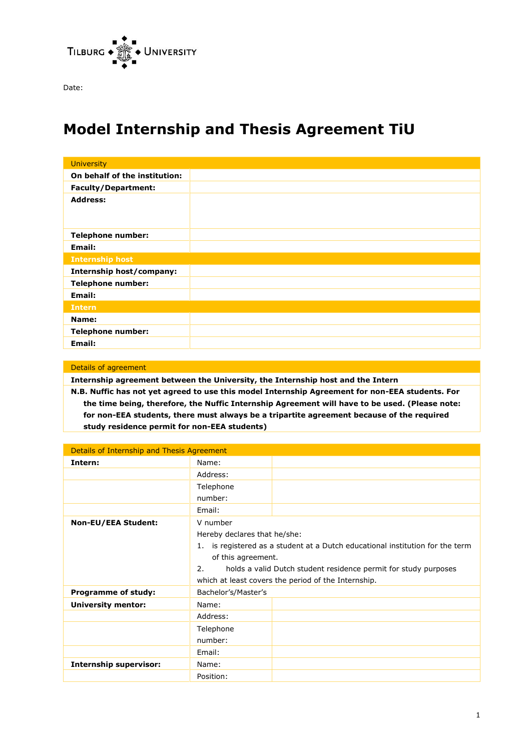Tilburg University

Date:

# Model Internship and Thesis Agreement TiU

| University | |
|---|---|
| **On behalf of the institution:** | |
| **Faculty/Department:** | |
| **Address:** | |
| **Telephone number:** | |
| **Email:** | |
| **Internship host** | |
| **Internship host/company:** | |
| **Telephone number:** | |
| **Email:** | |
| **Intern** | |
| **Name:** | |
| **Telephone number:** | |
| **Email:** | |

| Details of agreement |
|---|
| **Internship agreement between the University, the Internship host and the Intern** |
| **N.B. Nuffic has not yet agreed to use this model Internship Agreement for non-EEA students. For the time being, therefore, the Nuffic Internship Agreement will have to be used. (Please note: for non-EEA students, there must always be a tripartite agreement because of the required study residence permit for non-EEA students)** |

| Details of Internship and Thesis Agreement | | |
|---|---|---|
| **Intern:** | Name: | |
| | Address: | |
| | Telephone number: | |
| | Email: | |
| **Non-EU/EEA Student:** | V number<br>Hereby declares that he/she:<br>1. is registered as a student at a Dutch educational institution for the term of this agreement.<br>2. holds a valid Dutch student residence permit for study purposes which at least covers the period of the Internship. | |
| **Programme of study:** | Bachelor's/Master's | |
| **University mentor:** | Name: | |
| | Address: | |
| | Telephone number: | |
| | Email: | |
| **Internship supervisor:** | Name: | |
| | Position: | |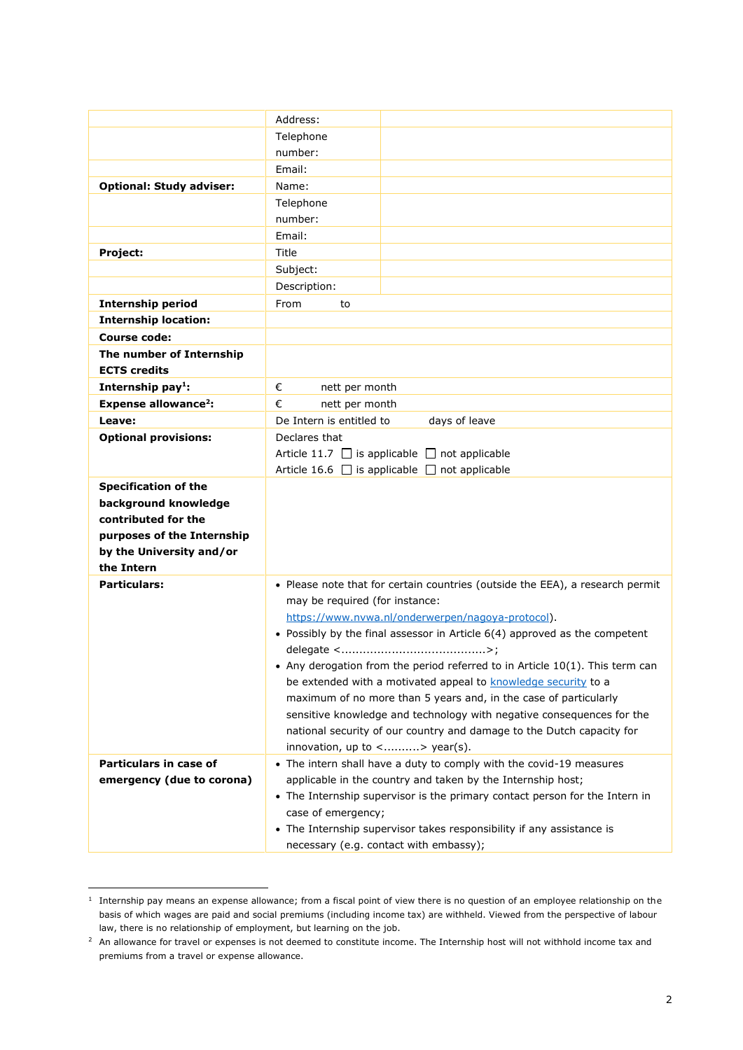| | | |
|---|---|---|
| | Address: | |
| | Telephone number: | |
| | Email: | |
| **Optional: Study adviser:** | Name: | |
| | Telephone number: | |
| | Email: | |
| **Project:** | Title | |
| | Subject: | |
| | Description: | |
| **Internship period** | From to | |
| **Internship location:** | | |
| **Course code:** | | |
| **The number of Internship ECTS credits** | | |
| **Internship pay[1]:** | € nett per month | |
| **Expense allowance[2]:** | € nett per month | |
| **Leave:** | De Intern is entitled to days of leave | |
| **Optional provisions:** | Declares that<br>Article 11.7 ☐ is applicable ☐ not applicable<br>Article 16.6 ☐ is applicable ☐ not applicable | |
| **Specification of the background knowledge contributed for the purposes of the Internship by the University and/or the Intern** | | |
| **Particulars:** | • Please note that for certain countries (outside the EEA), a research permit may be required (for instance: [https://www.nvwa.nl/onderwerpen/nagoya-protocol](https://www.nvwa.nl/onderwerpen/nagoya-protocol)).<br>• Possibly by the final assessor in Article 6(4) approved as the competent delegate <........................................>;<br>• Any derogation from the period referred to in Article 10(1). This term can be extended with a motivated appeal to knowledge security to a maximum of no more than 5 years and, in the case of particularly sensitive knowledge and technology with negative consequences for the national security of our country and damage to the Dutch capacity for innovation, up to <..........> year(s). | |
| **Particulars in case of emergency (due to corona)** | • The intern shall have a duty to comply with the covid-19 measures applicable in the country and taken by the Internship host;<br>• The Internship supervisor is the primary contact person for the Intern in case of emergency;<br>• The Internship supervisor takes responsibility if any assistance is necessary (e.g. contact with embassy); | |

[1] Internship pay means an expense allowance; from a fiscal point of view there is no question of an employee relationship on the basis of which wages are paid and social premiums (including income tax) are withheld. Viewed from the perspective of labour law, there is no relationship of employment, but learning on the job.

[2] An allowance for travel or expenses is not deemed to constitute income. The Internship host will not withhold income tax and premiums from a travel or expense allowance.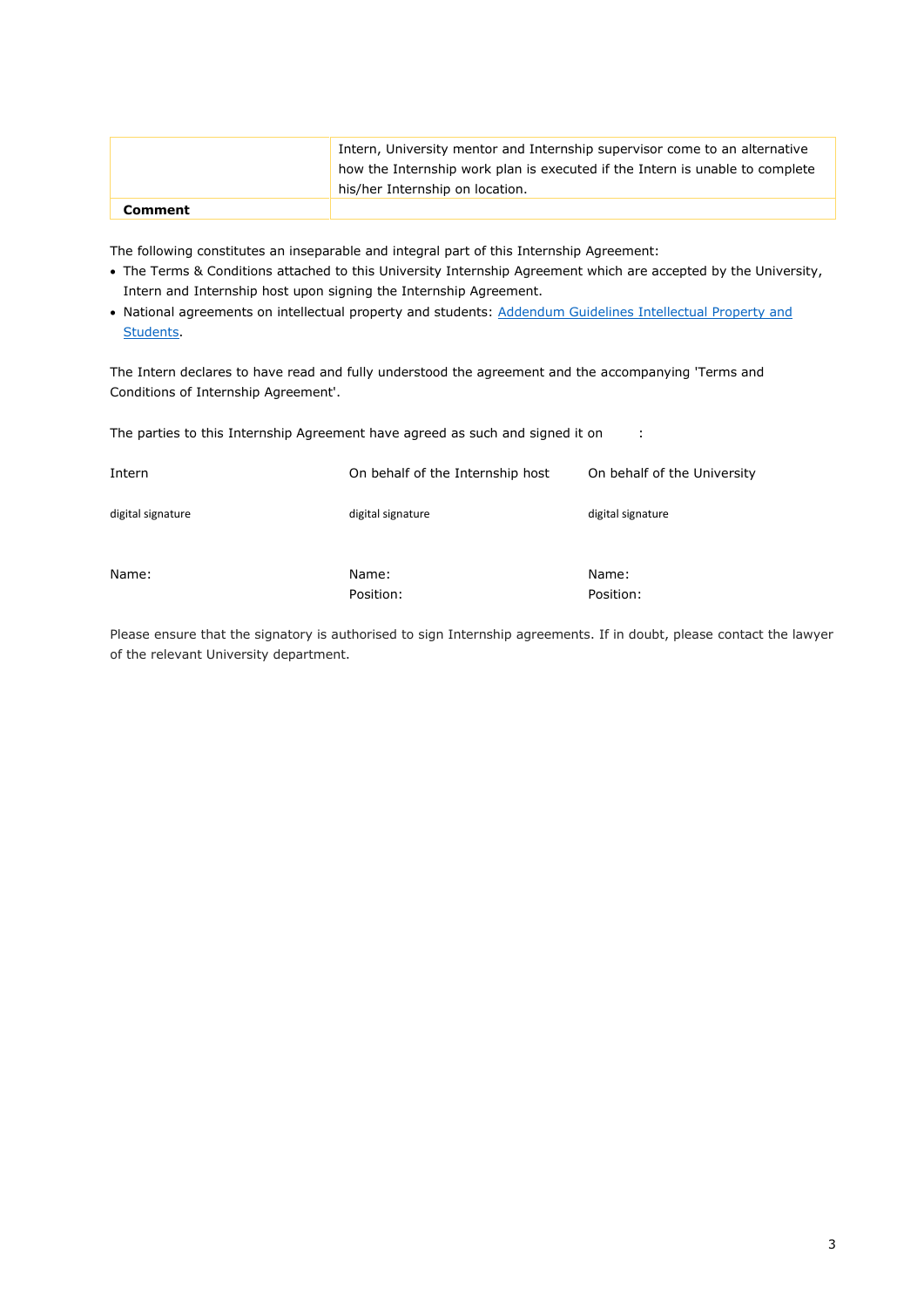| | |
|---|---|
| | Intern, University mentor and Internship supervisor come to an alternative how the Internship work plan is executed if the Intern is unable to complete his/her Internship on location. |
| **Comment** | |

The following constitutes an inseparable and integral part of this Internship Agreement:

- The Terms & Conditions attached to this University Internship Agreement which are accepted by the University, Intern and Internship host upon signing the Internship Agreement.
- National agreements on intellectual property and students: [Addendum Guidelines Intellectual Property and Students].

The Intern declares to have read and fully understood the agreement and the accompanying 'Terms and Conditions of Internship Agreement'.

The parties to this Internship Agreement have agreed as such and signed it on :

| Intern | On behalf of the Internship host | On behalf of the University |
|---|---|---|
| digital signature | digital signature | digital signature |
| Name: | Name: | Name: |
| | Position: | Position: |

Please ensure that the signatory is authorised to sign Internship agreements. If in doubt, please contact the lawyer of the relevant University department.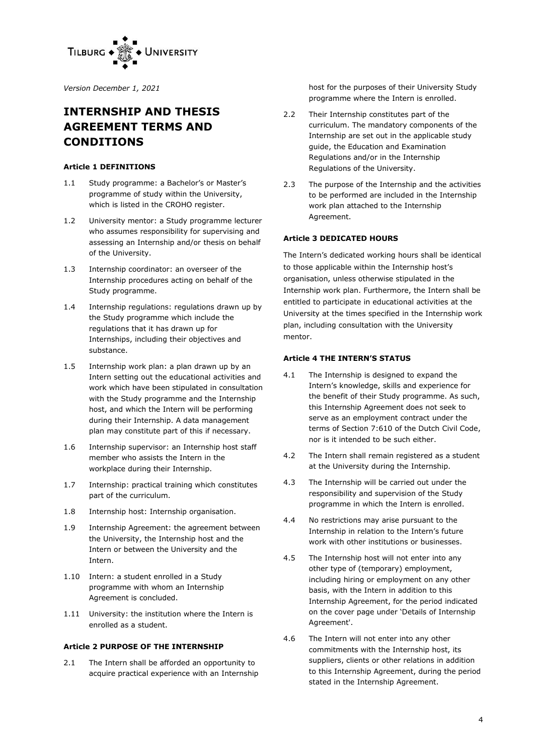*Version December 1, 2021*

# INTERNSHIP AND THESIS AGREEMENT TERMS AND CONDITIONS

### Article 1 DEFINITIONS

1.1 Study programme: a Bachelor's or Master's programme of study within the University, which is listed in the CROHO register.

1.2 University mentor: a Study programme lecturer who assumes responsibility for supervising and assessing an Internship and/or thesis on behalf of the University.

1.3 Internship coordinator: an overseer of the Internship procedures acting on behalf of the Study programme.

1.4 Internship regulations: regulations drawn up by the Study programme which include the regulations that it has drawn up for Internships, including their objectives and substance.

1.5 Internship work plan: a plan drawn up by an Intern setting out the educational activities and work which have been stipulated in consultation with the Study programme and the Internship host, and which the Intern will be performing during their Internship. A data management plan may constitute part of this if necessary.

1.6 Internship supervisor: an Internship host staff member who assists the Intern in the workplace during their Internship.

1.7 Internship: practical training which constitutes part of the curriculum.

1.8 Internship host: Internship organisation.

1.9 Internship Agreement: the agreement between the University, the Internship host and the Intern or between the University and the Intern.

1.10 Intern: a student enrolled in a Study programme with whom an Internship Agreement is concluded.

1.11 University: the institution where the Intern is enrolled as a student.

### Article 2 PURPOSE OF THE INTERNSHIP

2.1 The Intern shall be afforded an opportunity to acquire practical experience with an Internship host for the purposes of their University Study programme where the Intern is enrolled.

2.2 Their Internship constitutes part of the curriculum. The mandatory components of the Internship are set out in the applicable study guide, the Education and Examination Regulations and/or in the Internship Regulations of the University.

2.3 The purpose of the Internship and the activities to be performed are included in the Internship work plan attached to the Internship Agreement.

### Article 3 DEDICATED HOURS

The Intern's dedicated working hours shall be identical to those applicable within the Internship host's organisation, unless otherwise stipulated in the Internship work plan. Furthermore, the Intern shall be entitled to participate in educational activities at the University at the times specified in the Internship work plan, including consultation with the University mentor.

### Article 4 THE INTERN'S STATUS

4.1 The Internship is designed to expand the Intern's knowledge, skills and experience for the benefit of their Study programme. As such, this Internship Agreement does not seek to serve as an employment contract under the terms of Section 7:610 of the Dutch Civil Code, nor is it intended to be such either.

4.2 The Intern shall remain registered as a student at the University during the Internship.

4.3 The Internship will be carried out under the responsibility and supervision of the Study programme in which the Intern is enrolled.

4.4 No restrictions may arise pursuant to the Internship in relation to the Intern's future work with other institutions or businesses.

4.5 The Internship host will not enter into any other type of (temporary) employment, including hiring or employment on any other basis, with the Intern in addition to this Internship Agreement, for the period indicated on the cover page under 'Details of Internship Agreement'.

4.6 The Intern will not enter into any other commitments with the Internship host, its suppliers, clients or other relations in addition to this Internship Agreement, during the period stated in the Internship Agreement.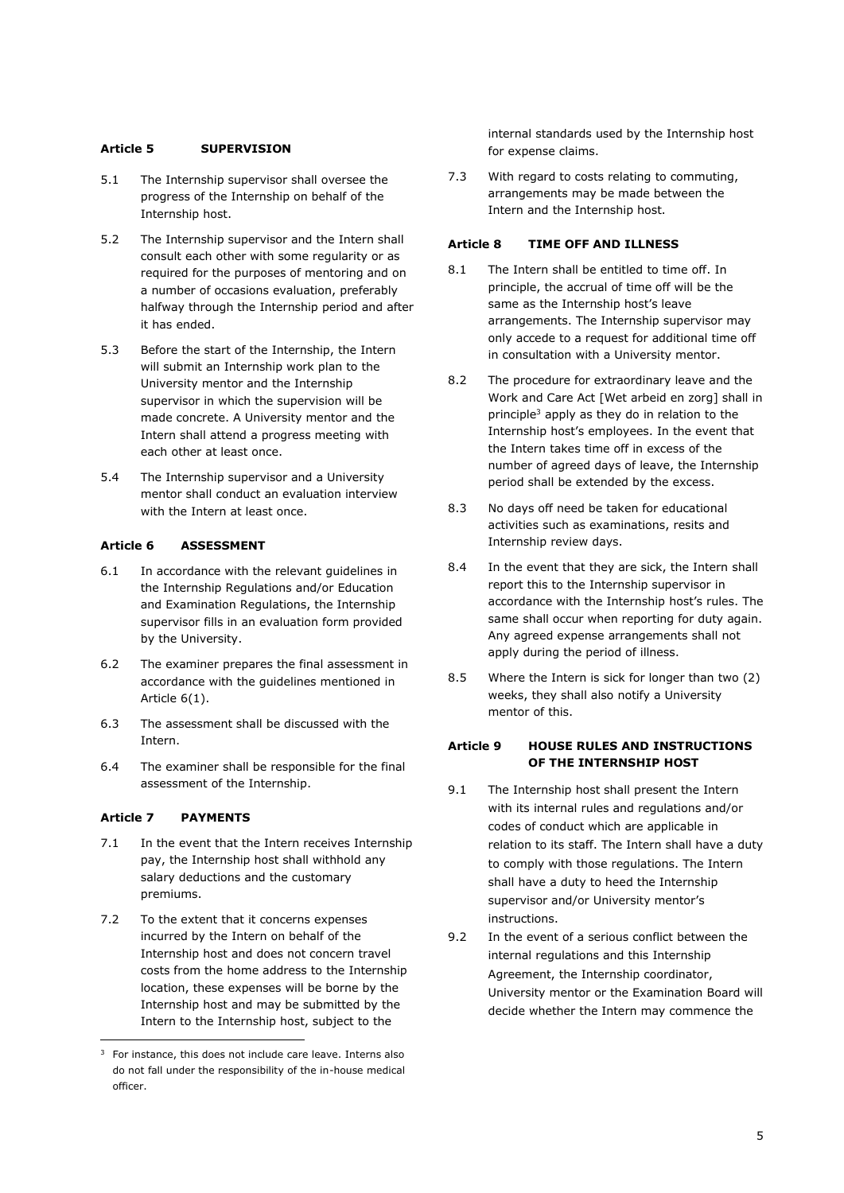#### Article 5 SUPERVISION

5.1 The Internship supervisor shall oversee the progress of the Internship on behalf of the Internship host.

5.2 The Internship supervisor and the Intern shall consult each other with some regularity or as required for the purposes of mentoring and on a number of occasions evaluation, preferably halfway through the Internship period and after it has ended.

5.3 Before the start of the Internship, the Intern will submit an Internship work plan to the University mentor and the Internship supervisor in which the supervision will be made concrete. A University mentor and the Intern shall attend a progress meeting with each other at least once.

5.4 The Internship supervisor and a University mentor shall conduct an evaluation interview with the Intern at least once.

#### Article 6 ASSESSMENT

6.1 In accordance with the relevant guidelines in the Internship Regulations and/or Education and Examination Regulations, the Internship supervisor fills in an evaluation form provided by the University.

6.2 The examiner prepares the final assessment in accordance with the guidelines mentioned in Article 6(1).

6.3 The assessment shall be discussed with the Intern.

6.4 The examiner shall be responsible for the final assessment of the Internship.

#### Article 7 PAYMENTS

7.1 In the event that the Intern receives Internship pay, the Internship host shall withhold any salary deductions and the customary premiums.

7.2 To the extent that it concerns expenses incurred by the Intern on behalf of the Internship host and does not concern travel costs from the home address to the Internship location, these expenses will be borne by the Internship host and may be submitted by the Intern to the Internship host, subject to the internal standards used by the Internship host for expense claims.

7.3 With regard to costs relating to commuting, arrangements may be made between the Intern and the Internship host.

#### Article 8 TIME OFF AND ILLNESS

8.1 The Intern shall be entitled to time off. In principle, the accrual of time off will be the same as the Internship host's leave arrangements. The Internship supervisor may only accede to a request for additional time off in consultation with a University mentor.

8.2 The procedure for extraordinary leave and the Work and Care Act [Wet arbeid en zorg] shall in principle[3] apply as they do in relation to the Internship host's employees. In the event that the Intern takes time off in excess of the number of agreed days of leave, the Internship period shall be extended by the excess.

8.3 No days off need be taken for educational activities such as examinations, resits and Internship review days.

8.4 In the event that they are sick, the Intern shall report this to the Internship supervisor in accordance with the Internship host's rules. The same shall occur when reporting for duty again. Any agreed expense arrangements shall not apply during the period of illness.

8.5 Where the Intern is sick for longer than two (2) weeks, they shall also notify a University mentor of this.

#### Article 9 HOUSE RULES AND INSTRUCTIONS OF THE INTERNSHIP HOST

9.1 The Internship host shall present the Intern with its internal rules and regulations and/or codes of conduct which are applicable in relation to its staff. The Intern shall have a duty to comply with those regulations. The Intern shall have a duty to heed the Internship supervisor and/or University mentor's instructions.

9.2 In the event of a serious conflict between the internal regulations and this Internship Agreement, the Internship coordinator, University mentor or the Examination Board will decide whether the Intern may commence the

---

[3] For instance, this does not include care leave. Interns also do not fall under the responsibility of the in-house medical officer.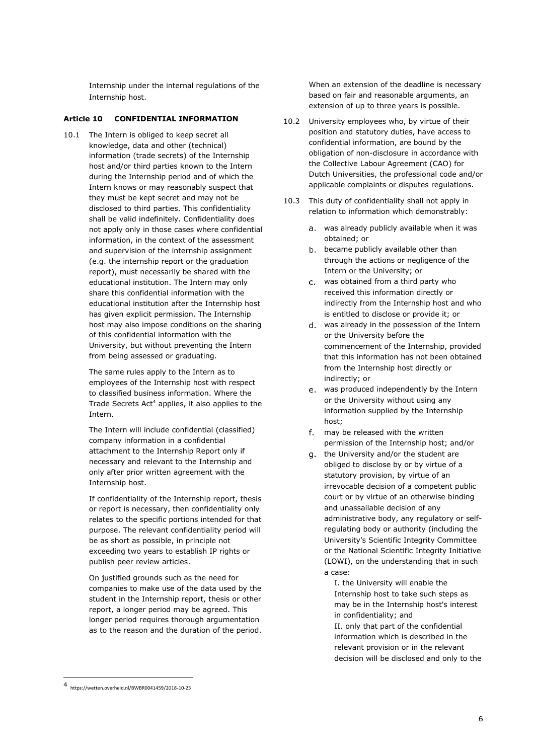Internship under the internal regulations of the Internship host.

**Article 10 CONFIDENTIAL INFORMATION**

10.1 The Intern is obliged to keep secret all knowledge, data and other (technical) information (trade secrets) of the Internship host and/or third parties known to the Intern during the Internship period and of which the Intern knows or may reasonably suspect that they must be kept secret and may not be disclosed to third parties. This confidentiality shall be valid indefinitely. Confidentiality does not apply only in those cases where confidential information, in the context of the assessment and supervision of the internship assignment (e.g. the internship report or the graduation report), must necessarily be shared with the educational institution. The Intern may only share this confidential information with the educational institution after the Internship host has given explicit permission. The Internship host may also impose conditions on the sharing of this confidential information with the University, but without preventing the Intern from being assessed or graduating.

The same rules apply to the Intern as to employees of the Internship host with respect to classified business information. Where the Trade Secrets Act[4] applies, it also applies to the Intern.

The Intern will include confidential (classified) company information in a confidential attachment to the Internship Report only if necessary and relevant to the Internship and only after prior written agreement with the Internship host.

If confidentiality of the Internship report, thesis or report is necessary, then confidentiality only relates to the specific portions intended for that purpose. The relevant confidentiality period will be as short as possible, in principle not exceeding two years to establish IP rights or publish peer review articles.

On justified grounds such as the need for companies to make use of the data used by the student in the Internship report, thesis or other report, a longer period may be agreed. This longer period requires thorough argumentation as to the reason and the duration of the period. When an extension of the deadline is necessary based on fair and reasonable arguments, an extension of up to three years is possible.

10.2 University employees who, by virtue of their position and statutory duties, have access to confidential information, are bound by the obligation of non-disclosure in accordance with the Collective Labour Agreement (CAO) for Dutch Universities, the professional code and/or applicable complaints or disputes regulations.

10.3 This duty of confidentiality shall not apply in relation to information which demonstrably:

a. was already publicly available when it was obtained; or
b. became publicly available other than through the actions or negligence of the Intern or the University; or
c. was obtained from a third party who received this information directly or indirectly from the Internship host and who is entitled to disclose or provide it; or
d. was already in the possession of the Intern or the University before the commencement of the Internship, provided that this information has not been obtained from the Internship host directly or indirectly; or
e. was produced independently by the Intern or the University without using any information supplied by the Internship host;
f. may be released with the written permission of the Internship host; and/or
g. the University and/or the student are obliged to disclose by or by virtue of a statutory provision, by virtue of an irrevocable decision of a competent public court or by virtue of an otherwise binding and unassailable decision of any administrative body, any regulatory or self-regulating body or authority (including the University's Scientific Integrity Committee or the National Scientific Integrity Initiative (LOWI), on the understanding that in such a case:

   I. the University will enable the Internship host to take such steps as may be in the Internship host's interest in confidentiality; and

   II. only that part of the confidential information which is described in the relevant provision or in the relevant decision will be disclosed and only to the

[4] https://wetten.overheid.nl/BWBR0041459/2018-10-23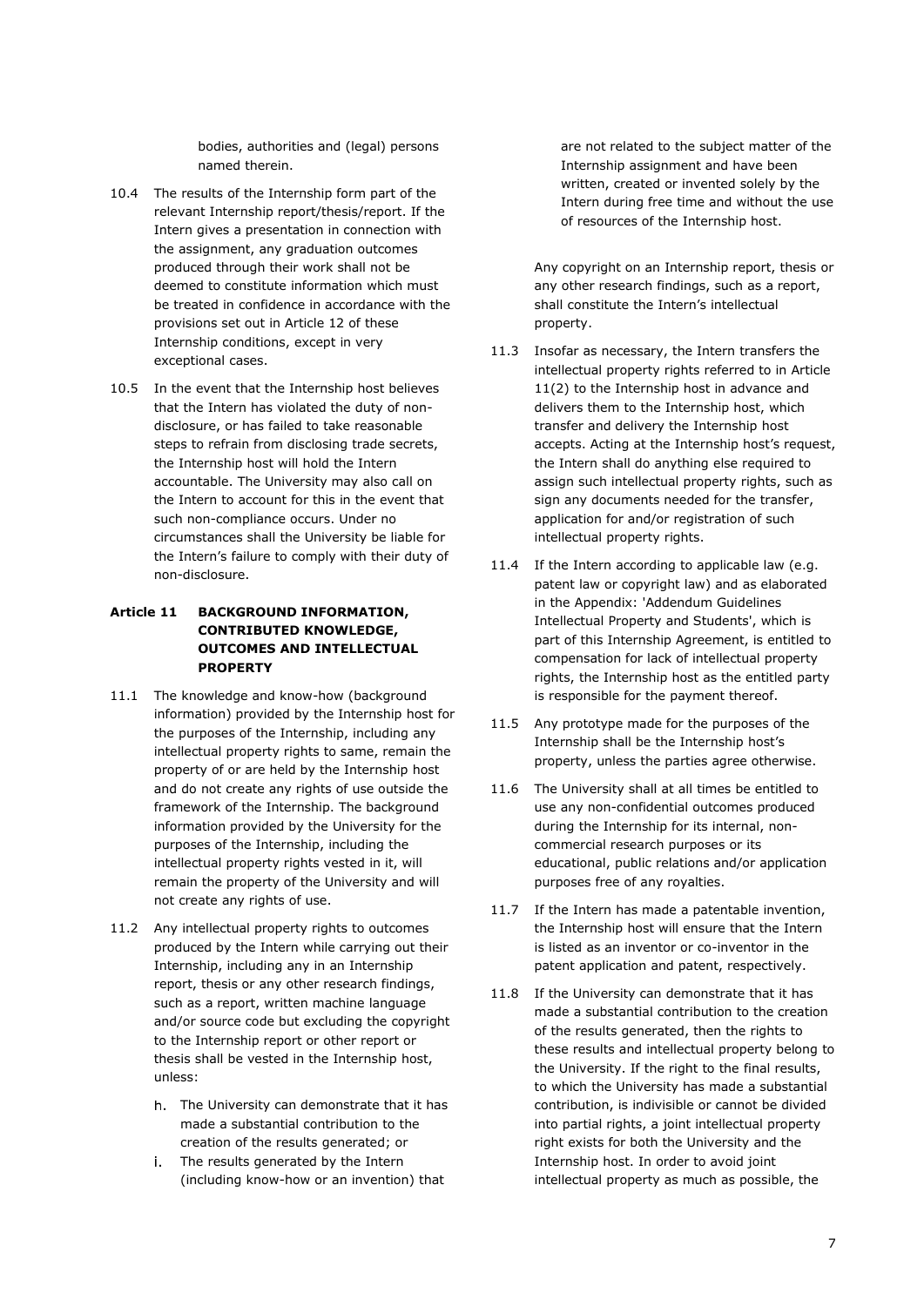bodies, authorities and (legal) persons named therein.

10.4 The results of the Internship form part of the relevant Internship report/thesis/report. If the Intern gives a presentation in connection with the assignment, any graduation outcomes produced through their work shall not be deemed to constitute information which must be treated in confidence in accordance with the provisions set out in Article 12 of these Internship conditions, except in very exceptional cases.

10.5 In the event that the Internship host believes that the Intern has violated the duty of non-disclosure, or has failed to take reasonable steps to refrain from disclosing trade secrets, the Internship host will hold the Intern accountable. The University may also call on the Intern to account for this in the event that such non-compliance occurs. Under no circumstances shall the University be liable for the Intern's failure to comply with their duty of non-disclosure.

### Article 11 BACKGROUND INFORMATION, CONTRIBUTED KNOWLEDGE, OUTCOMES AND INTELLECTUAL PROPERTY

11.1 The knowledge and know-how (background information) provided by the Internship host for the purposes of the Internship, including any intellectual property rights to same, remain the property of or are held by the Internship host and do not create any rights of use outside the framework of the Internship. The background information provided by the University for the purposes of the Internship, including the intellectual property rights vested in it, will remain the property of the University and will not create any rights of use.

11.2 Any intellectual property rights to outcomes produced by the Intern while carrying out their Internship, including any in an Internship report, thesis or any other research findings, such as a report, written machine language and/or source code but excluding the copyright to the Internship report or other report or thesis shall be vested in the Internship host, unless:

h. The University can demonstrate that it has made a substantial contribution to the creation of the results generated; or

i. The results generated by the Intern (including know-how or an invention) that are not related to the subject matter of the Internship assignment and have been written, created or invented solely by the Intern during free time and without the use of resources of the Internship host.

Any copyright on an Internship report, thesis or any other research findings, such as a report, shall constitute the Intern's intellectual property.

11.3 Insofar as necessary, the Intern transfers the intellectual property rights referred to in Article 11(2) to the Internship host in advance and delivers them to the Internship host, which transfer and delivery the Internship host accepts. Acting at the Internship host's request, the Intern shall do anything else required to assign such intellectual property rights, such as sign any documents needed for the transfer, application for and/or registration of such intellectual property rights.

11.4 If the Intern according to applicable law (e.g. patent law or copyright law) and as elaborated in the Appendix: 'Addendum Guidelines Intellectual Property and Students', which is part of this Internship Agreement, is entitled to compensation for lack of intellectual property rights, the Internship host as the entitled party is responsible for the payment thereof.

11.5 Any prototype made for the purposes of the Internship shall be the Internship host's property, unless the parties agree otherwise.

11.6 The University shall at all times be entitled to use any non-confidential outcomes produced during the Internship for its internal, non-commercial research purposes or its educational, public relations and/or application purposes free of any royalties.

11.7 If the Intern has made a patentable invention, the Internship host will ensure that the Intern is listed as an inventor or co-inventor in the patent application and patent, respectively.

11.8 If the University can demonstrate that it has made a substantial contribution to the creation of the results generated, then the rights to these results and intellectual property belong to the University. If the right to the final results, to which the University has made a substantial contribution, is indivisible or cannot be divided into partial rights, a joint intellectual property right exists for both the University and the Internship host. In order to avoid joint intellectual property as much as possible, the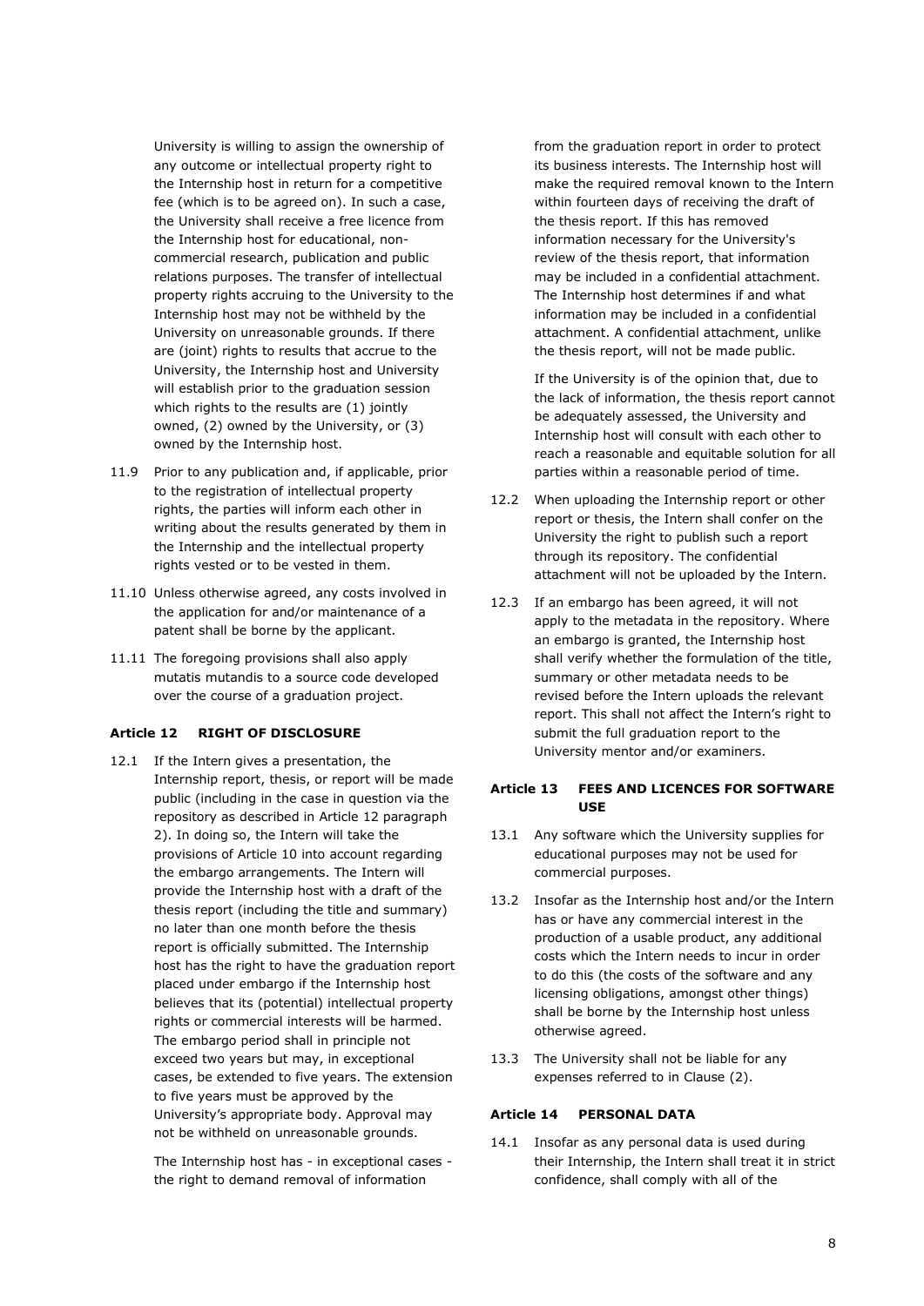University is willing to assign the ownership of any outcome or intellectual property right to the Internship host in return for a competitive fee (which is to be agreed on). In such a case, the University shall receive a free licence from the Internship host for educational, non-commercial research, publication and public relations purposes. The transfer of intellectual property rights accruing to the University to the Internship host may not be withheld by the University on unreasonable grounds. If there are (joint) rights to results that accrue to the University, the Internship host and University will establish prior to the graduation session which rights to the results are (1) jointly owned, (2) owned by the University, or (3) owned by the Internship host.

11.9 Prior to any publication and, if applicable, prior to the registration of intellectual property rights, the parties will inform each other in writing about the results generated by them in the Internship and the intellectual property rights vested or to be vested in them.

11.10 Unless otherwise agreed, any costs involved in the application for and/or maintenance of a patent shall be borne by the applicant.

11.11 The foregoing provisions shall also apply mutatis mutandis to a source code developed over the course of a graduation project.

**Article 12 RIGHT OF DISCLOSURE**

12.1 If the Intern gives a presentation, the Internship report, thesis, or report will be made public (including in the case in question via the repository as described in Article 12 paragraph 2). In doing so, the Intern will take the provisions of Article 10 into account regarding the embargo arrangements. The Intern will provide the Internship host with a draft of the thesis report (including the title and summary) no later than one month before the thesis report is officially submitted. The Internship host has the right to have the graduation report placed under embargo if the Internship host believes that its (potential) intellectual property rights or commercial interests will be harmed. The embargo period shall in principle not exceed two years but may, in exceptional cases, be extended to five years. The extension to five years must be approved by the University's appropriate body. Approval may not be withheld on unreasonable grounds.

The Internship host has - in exceptional cases - the right to demand removal of information from the graduation report in order to protect its business interests. The Internship host will make the required removal known to the Intern within fourteen days of receiving the draft of the thesis report. If this has removed information necessary for the University's review of the thesis report, that information may be included in a confidential attachment. The Internship host determines if and what information may be included in a confidential attachment. A confidential attachment, unlike the thesis report, will not be made public.

If the University is of the opinion that, due to the lack of information, the thesis report cannot be adequately assessed, the University and Internship host will consult with each other to reach a reasonable and equitable solution for all parties within a reasonable period of time.

12.2 When uploading the Internship report or other report or thesis, the Intern shall confer on the University the right to publish such a report through its repository. The confidential attachment will not be uploaded by the Intern.

12.3 If an embargo has been agreed, it will not apply to the metadata in the repository. Where an embargo is granted, the Internship host shall verify whether the formulation of the title, summary or other metadata needs to be revised before the Intern uploads the relevant report. This shall not affect the Intern's right to submit the full graduation report to the University mentor and/or examiners.

**Article 13 FEES AND LICENCES FOR SOFTWARE USE**

13.1 Any software which the University supplies for educational purposes may not be used for commercial purposes.

13.2 Insofar as the Internship host and/or the Intern has or have any commercial interest in the production of a usable product, any additional costs which the Intern needs to incur in order to do this (the costs of the software and any licensing obligations, amongst other things) shall be borne by the Internship host unless otherwise agreed.

13.3 The University shall not be liable for any expenses referred to in Clause (2).

**Article 14 PERSONAL DATA**

14.1 Insofar as any personal data is used during their Internship, the Intern shall treat it in strict confidence, shall comply with all of the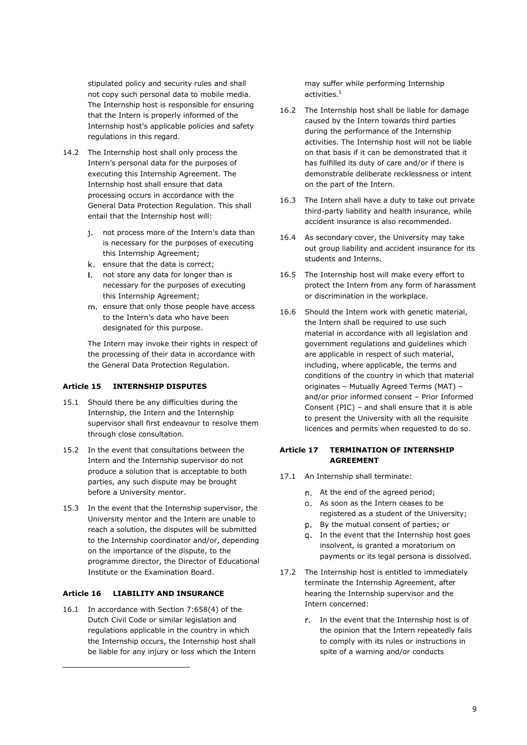stipulated policy and security rules and shall not copy such personal data to mobile media. The Internship host is responsible for ensuring that the Intern is properly informed of the Internship host's applicable policies and safety regulations in this regard.

14.2 The Internship host shall only process the Intern's personal data for the purposes of executing this Internship Agreement. The Internship host shall ensure that data processing occurs in accordance with the General Data Protection Regulation. This shall entail that the Internship host will:

j. not process more of the Intern's data than is necessary for the purposes of executing this Internship Agreement;
k. ensure that the data is correct;
l. not store any data for longer than is necessary for the purposes of executing this Internship Agreement;
m. ensure that only those people have access to the Intern's data who have been designated for this purpose.

The Intern may invoke their rights in respect of the processing of their data in accordance with the General Data Protection Regulation.

#### Article 15 INTERNSHIP DISPUTES

15.1 Should there be any difficulties during the Internship, the Intern and the Internship supervisor shall first endeavour to resolve them through close consultation.

15.2 In the event that consultations between the Intern and the Internship supervisor do not produce a solution that is acceptable to both parties, any such dispute may be brought before a University mentor.

15.3 In the event that the Internship supervisor, the University mentor and the Intern are unable to reach a solution, the disputes will be submitted to the Internship coordinator and/or, depending on the importance of the dispute, to the programme director, the Director of Educational Institute or the Examination Board.

#### Article 16 LIABILITY AND INSURANCE

16.1 In accordance with Section 7:658(4) of the Dutch Civil Code or similar legislation and regulations applicable in the country in which the Internship occurs, the Internship host shall be liable for any injury or loss which the Intern may suffer while performing Internship activities.[5]

16.2 The Internship host shall be liable for damage caused by the Intern towards third parties during the performance of the Internship activities. The Internship host will not be liable on that basis if it can be demonstrated that it has fulfilled its duty of care and/or if there is demonstrable deliberate recklessness or intent on the part of the Intern.

16.3 The Intern shall have a duty to take out private third-party liability and health insurance, while accident insurance is also recommended.

16.4 As secondary cover, the University may take out group liability and accident insurance for its students and Interns.

16.5 The Internship host will make every effort to protect the Intern from any form of harassment or discrimination in the workplace.

16.6 Should the Intern work with genetic material, the Intern shall be required to use such material in accordance with all legislation and government regulations and guidelines which are applicable in respect of such material, including, where applicable, the terms and conditions of the country in which that material originates – Mutually Agreed Terms (MAT) – and/or prior informed consent – Prior Informed Consent (PIC) – and shall ensure that it is able to present the University with all the requisite licences and permits when requested to do so.

#### Article 17 TERMINATION OF INTERNSHIP AGREEMENT

17.1 An Internship shall terminate:

n. At the end of the agreed period;
o. As soon as the Intern ceases to be registered as a student of the University;
p. By the mutual consent of parties; or
q. In the event that the Internship host goes insolvent, is granted a moratorium on payments or its legal persona is dissolved.

17.2 The Internship host is entitled to immediately terminate the Internship Agreement, after hearing the Internship supervisor and the Intern concerned:

r. In the event that the Internship host is of the opinion that the Intern repeatedly fails to comply with its rules or instructions in spite of a warning and/or conducts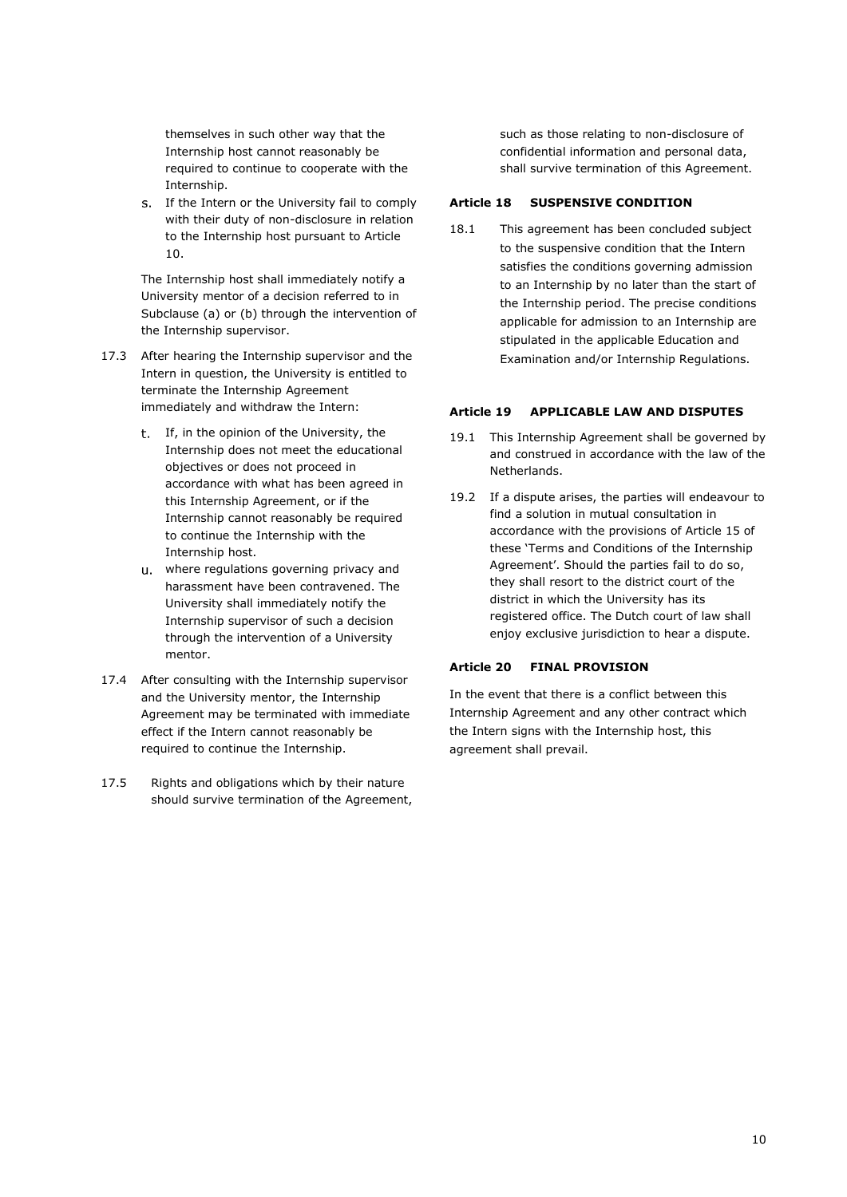themselves in such other way that the Internship host cannot reasonably be required to continue to cooperate with the Internship.

s. If the Intern or the University fail to comply with their duty of non-disclosure in relation to the Internship host pursuant to Article 10.

The Internship host shall immediately notify a University mentor of a decision referred to in Subclause (a) or (b) through the intervention of the Internship supervisor.

17.3 After hearing the Internship supervisor and the Intern in question, the University is entitled to terminate the Internship Agreement immediately and withdraw the Intern:

t. If, in the opinion of the University, the Internship does not meet the educational objectives or does not proceed in accordance with what has been agreed in this Internship Agreement, or if the Internship cannot reasonably be required to continue the Internship with the Internship host.

u. where regulations governing privacy and harassment have been contravened. The University shall immediately notify the Internship supervisor of such a decision through the intervention of a University mentor.

17.4 After consulting with the Internship supervisor and the University mentor, the Internship Agreement may be terminated with immediate effect if the Intern cannot reasonably be required to continue the Internship.

17.5 Rights and obligations which by their nature should survive termination of the Agreement, such as those relating to non-disclosure of confidential information and personal data, shall survive termination of this Agreement.

**Article 18 SUSPENSIVE CONDITION**

18.1 This agreement has been concluded subject to the suspensive condition that the Intern satisfies the conditions governing admission to an Internship by no later than the start of the Internship period. The precise conditions applicable for admission to an Internship are stipulated in the applicable Education and Examination and/or Internship Regulations.

**Article 19 APPLICABLE LAW AND DISPUTES**

19.1 This Internship Agreement shall be governed by and construed in accordance with the law of the Netherlands.

19.2 If a dispute arises, the parties will endeavour to find a solution in mutual consultation in accordance with the provisions of Article 15 of these 'Terms and Conditions of the Internship Agreement'. Should the parties fail to do so, they shall resort to the district court of the district in which the University has its registered office. The Dutch court of law shall enjoy exclusive jurisdiction to hear a dispute.

**Article 20 FINAL PROVISION**

In the event that there is a conflict between this Internship Agreement and any other contract which the Intern signs with the Internship host, this agreement shall prevail.